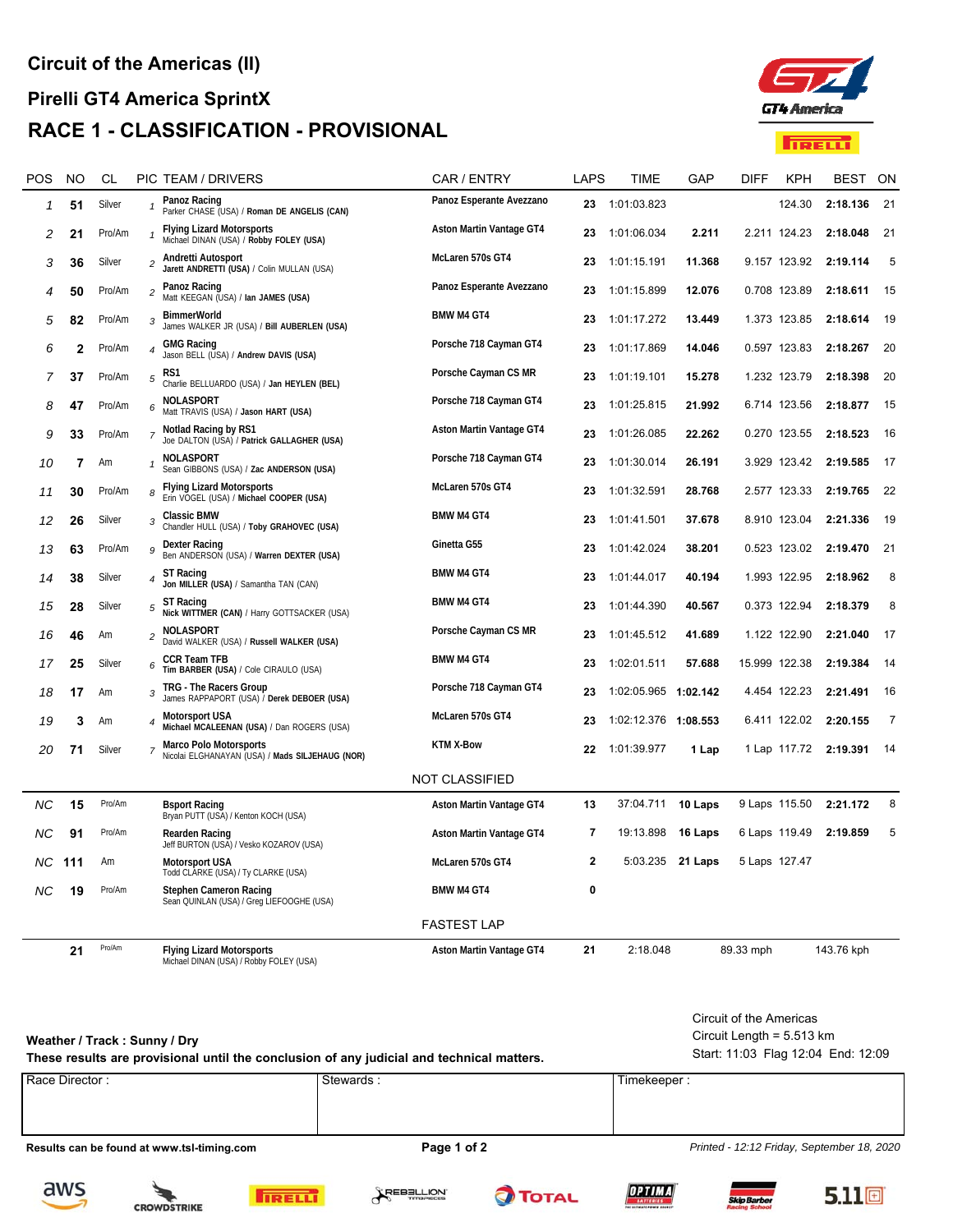# Circuit of the Americas (II)

## Pirelli GT4 America SprintX

## RACE 1 - CLASSIFICATION - PROVISIONAL

| POS | NO | CL | PIC | TEAM / DRIVERS | CAR / ENTRY | LAPS | TIME | GAP | DIFF | KPH | BEST | ON |
|---|---|---|---|---|---|---|---|---|---|---|---|---|
| 1 | 51 | Silver | 1 | Panoz Racing<br>Parker CHASE (USA) / **Roman DE ANGELIS (CAN)** | Panoz Esperante Avezzano | 23 | 1:01:03.823 | | | 124.30 | 2:18.136 | 21 |
| 2 | 21 | Pro/Am | 1 | Flying Lizard Motorsports<br>Michael DINAN (USA) / **Robby FOLEY (USA)** | Aston Martin Vantage GT4 | 23 | 1:01:06.034 | 2.211 | 2.211 | 124.23 | 2:18.048 | 21 |
| 3 | 36 | Silver | 2 | Andretti Autosport<br>**Jarett ANDRETTI (USA)** / Colin MULLAN (USA) | McLaren 570s GT4 | 23 | 1:01:15.191 | 11.368 | 9.157 | 123.92 | 2:19.114 | 5 |
| 4 | 50 | Pro/Am | 2 | Panoz Racing<br>Matt KEEGAN (USA) / **Ian JAMES (USA)** | Panoz Esperante Avezzano | 23 | 1:01:15.899 | 12.076 | 0.708 | 123.89 | 2:18.611 | 15 |
| 5 | 82 | Pro/Am | 3 | BimmerWorld<br>James WALKER JR (USA) / **Bill AUBERLEN (USA)** | BMW M4 GT4 | 23 | 1:01:17.272 | 13.449 | 1.373 | 123.85 | 2:18.614 | 19 |
| 6 | 2 | Pro/Am | 4 | GMG Racing<br>Jason BELL (USA) / **Andrew DAVIS (USA)** | Porsche 718 Cayman GT4 | 23 | 1:01:17.869 | 14.046 | 0.597 | 123.83 | 2:18.267 | 20 |
| 7 | 37 | Pro/Am | 5 | RS1<br>Charlie BELLUARDO (USA) / **Jan HEYLEN (BEL)** | Porsche Cayman CS MR | 23 | 1:01:19.101 | 15.278 | 1.232 | 123.79 | 2:18.398 | 20 |
| 8 | 47 | Pro/Am | 6 | NOLASPORT<br>Matt TRAVIS (USA) / **Jason HART (USA)** | Porsche 718 Cayman GT4 | 23 | 1:01:25.815 | 21.992 | 6.714 | 123.56 | 2:18.877 | 15 |
| 9 | 33 | Pro/Am | 7 | Notlad Racing by RS1<br>Joe DALTON (USA) / **Patrick GALLAGHER (USA)** | Aston Martin Vantage GT4 | 23 | 1:01:26.085 | 22.262 | 0.270 | 123.55 | 2:18.523 | 16 |
| 10 | 7 | Am | 1 | NOLASPORT<br>Sean GIBBONS (USA) / **Zac ANDERSON (USA)** | Porsche 718 Cayman GT4 | 23 | 1:01:30.014 | 26.191 | 3.929 | 123.42 | 2:19.585 | 17 |
| 11 | 30 | Pro/Am | 8 | Flying Lizard Motorsports<br>Erin VOGEL (USA) / **Michael COOPER (USA)** | McLaren 570s GT4 | 23 | 1:01:32.591 | 28.768 | 2.577 | 123.33 | 2:19.765 | 22 |
| 12 | 26 | Silver | 3 | Classic BMW<br>Chandler HULL (USA) / **Toby GRAHOVEC (USA)** | BMW M4 GT4 | 23 | 1:01:41.501 | 37.678 | 8.910 | 123.04 | 2:21.336 | 19 |
| 13 | 63 | Pro/Am | 9 | Dexter Racing<br>Ben ANDERSON (USA) / **Warren DEXTER (USA)** | Ginetta G55 | 23 | 1:01:42.024 | 38.201 | 0.523 | 123.02 | 2:19.470 | 21 |
| 14 | 38 | Silver | 4 | ST Racing<br>**Jon MILLER (USA)** / Samantha TAN (CAN) | BMW M4 GT4 | 23 | 1:01:44.017 | 40.194 | 1.993 | 122.95 | 2:18.962 | 8 |
| 15 | 28 | Silver | 5 | ST Racing<br>**Nick WITTMER (CAN)** / Harry GOTTSACKER (USA) | BMW M4 GT4 | 23 | 1:01:44.390 | 40.567 | 0.373 | 122.94 | 2:18.379 | 8 |
| 16 | 46 | Am | 2 | NOLASPORT<br>David WALKER (USA) / **Russell WALKER (USA)** | Porsche Cayman CS MR | 23 | 1:01:45.512 | 41.689 | 1.122 | 122.90 | 2:21.040 | 17 |
| 17 | 25 | Silver | 6 | CCR Team TFB<br>**Tim BARBER (USA)** / Cole CIRAULO (USA) | BMW M4 GT4 | 23 | 1:02:01.511 | 57.688 | 15.999 | 122.38 | 2:19.384 | 14 |
| 18 | 17 | Am | 3 | TRG - The Racers Group<br>James RAPPAPORT (USA) / **Derek DEBOER (USA)** | Porsche 718 Cayman GT4 | 23 | 1:02:05.965 | 1:02.142 | 4.454 | 122.23 | 2:21.491 | 16 |
| 19 | 3 | Am | 4 | Motorsport USA<br>**Michael MCALEENAN (USA)** / Dan ROGERS (USA) | McLaren 570s GT4 | 23 | 1:02:12.376 | 1:08.553 | 6.411 | 122.02 | 2:20.155 | 7 |
| 20 | 71 | Silver | 7 | Marco Polo Motorsports<br>Nicolai ELGHANAYAN (USA) / **Mads SILJEHAUG (NOR)** | KTM X-Bow | 22 | 1:01:39.977 | 1 Lap | 1 Lap | 117.72 | 2:19.391 | 14 |

### NOT CLASSIFIED

| POS | NO | CL | PIC | TEAM / DRIVERS | CAR / ENTRY | LAPS | TIME | GAP | DIFF | KPH | BEST | ON |
|---|---|---|---|---|---|---|---|---|---|---|---|---|
| NC | 15 | Pro/Am | | Bsport Racing<br>Bryan PUTT (USA) / Kenton KOCH (USA) | Aston Martin Vantage GT4 | 13 | 37:04.711 | 10 Laps | 9 Laps | 115.50 | 2:21.172 | 8 |
| NC | 91 | Pro/Am | | Rearden Racing<br>Jeff BURTON (USA) / Vesko KOZAROV (USA) | Aston Martin Vantage GT4 | 7 | 19:13.898 | 16 Laps | 6 Laps | 119.49 | 2:19.859 | 5 |
| NC | 111 | Am | | Motorsport USA<br>Todd CLARKE (USA) / Ty CLARKE (USA) | McLaren 570s GT4 | 2 | 5:03.235 | 21 Laps | 5 Laps | 127.47 | | |
| NC | 19 | Pro/Am | | Stephen Cameron Racing<br>Sean QUINLAN (USA) / Greg LIEFOOGHE (USA) | BMW M4 GT4 | 0 | | | | | | |

### FASTEST LAP

| NO | CL | TEAM / DRIVERS | CAR / ENTRY | LAP | TIME | MPH | KPH |
|---|---|---|---|---|---|---|---|
| 21 | Pro/Am | Flying Lizard Motorsports<br>Michael DINAN (USA) / Robby FOLEY (USA) | Aston Martin Vantage GT4 | 21 | 2:18.048 | 89.33 mph | 143.76 kph |

**Weather / Track : Sunny / Dry**

**These results are provisional until the conclusion of any judicial and technical matters.**

Circuit of the Americas
Circuit Length = 5.513 km
Start: 11:03 Flag 12:04 End: 12:09

| Race Director : | Stewards : | Timekeeper : |
|---|---|---|
| | | |

**Results can be found at www.tsl-timing.com**

*Printed - 12:12 Friday, September 18, 2020*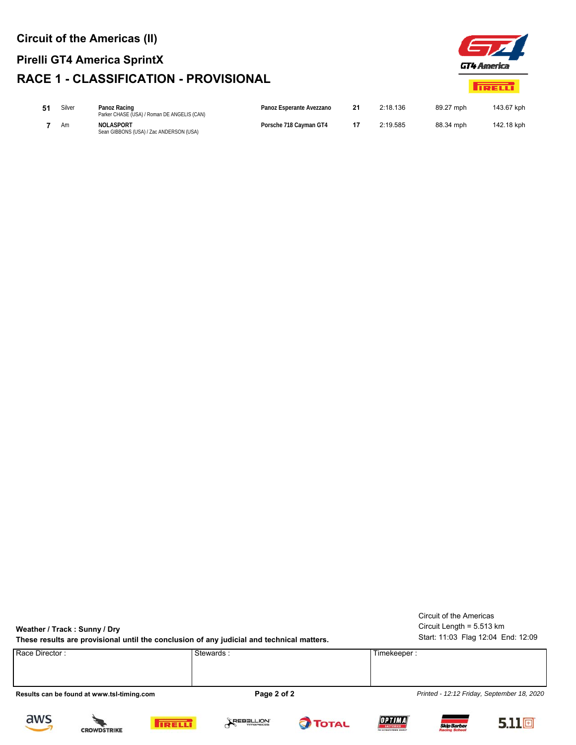# Circuit of the Americas (II)

## Pirelli GT4 America SprintX

## RACE 1 - CLASSIFICATION - PROVISIONAL

| | | | | | | | |
|---|---|---|---|---|---|---|---|
| 51 | Silver | **Panoz Racing**<br>Parker CHASE (USA) / Roman DE ANGELIS (CAN) | **Panoz Esperante Avezzano** | **21** | 2:18.136 | 89.27 mph | 143.67 kph |
| 7 | Am | **NOLASPORT**<br>Sean GIBBONS (USA) / Zac ANDERSON (USA) | **Porsche 718 Cayman GT4** | **17** | 2:19.585 | 88.34 mph | 142.18 kph |

**Weather / Track : Sunny / Dry**

**These results are provisional until the conclusion of any judicial and technical matters.**

Circuit of the Americas
Circuit Length = 5.513 km
Start: 11:03 Flag 12:04 End: 12:09

| Race Director : | Stewards : | Timekeeper : |
|---|---|---|
| | | |

**Results can be found at www.tsl-timing.com**

*Printed - 12:12 Friday, September 18, 2020*